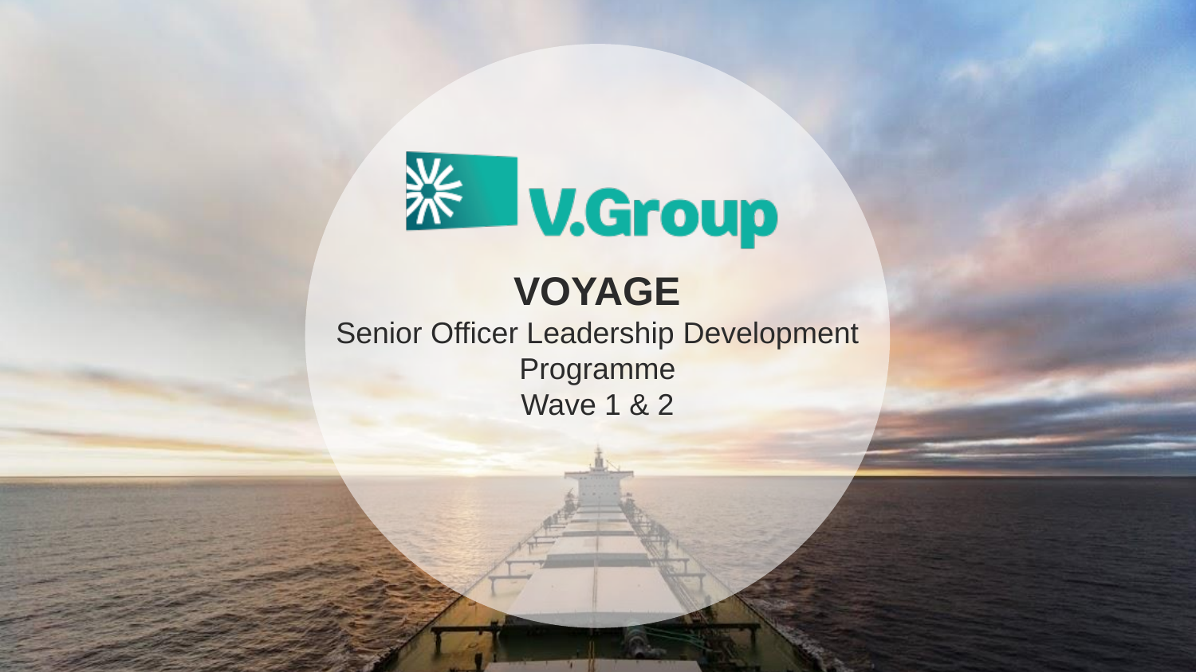V.Group

# VOYAGE

Senior Officer Leadership Development Programme

Wave 1 & 2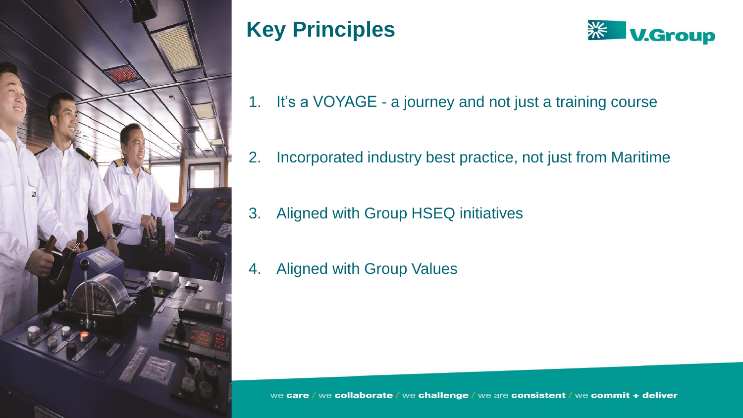# Key Principles

1. It's a VOYAGE - a journey and not just a training course
2. Incorporated industry best practice, not just from Maritime
3. Aligned with Group HSEQ initiatives
4. Aligned with Group Values

we **care** / we **collaborate** / we **challenge** / we are **consistent** / we **commit + deliver**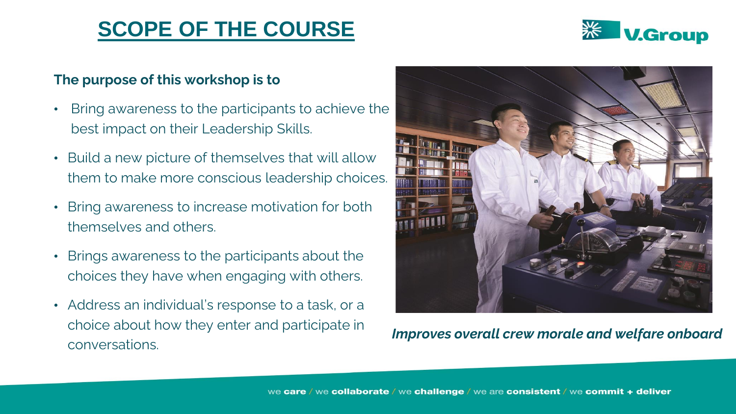# SCOPE OF THE COURSE

**The purpose of this workshop is to**

- Bring awareness to the participants to achieve the best impact on their Leadership Skills.
- Build a new picture of themselves that will allow them to make more conscious leadership choices.
- Bring awareness to increase motivation for both themselves and others.
- Brings awareness to the participants about the choices they have when engaging with others.
- Address an individual's response to a task, or a choice about how they enter and participate in conversations.

***Improves overall crew morale and welfare onboard***

we **care** / we **collaborate** / we **challenge** / we are **consistent** / we **commit + deliver**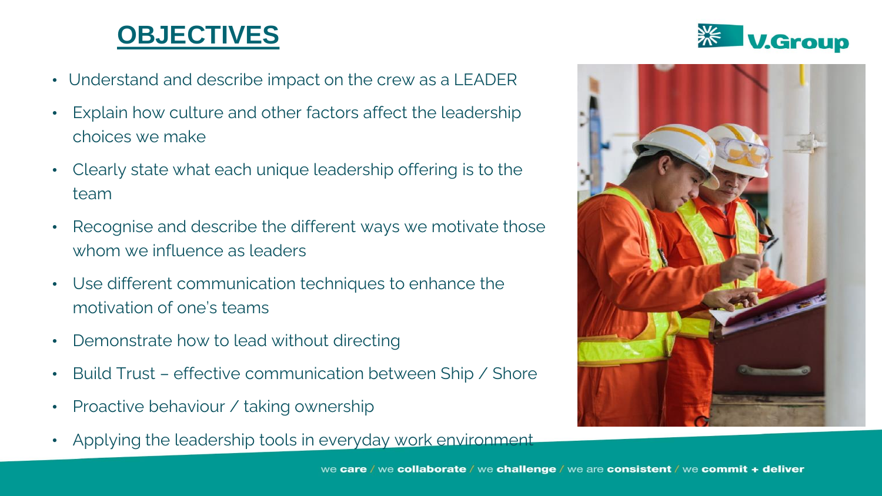# OBJECTIVES

- Understand and describe impact on the crew as a LEADER
- Explain how culture and other factors affect the leadership choices we make
- Clearly state what each unique leadership offering is to the team
- Recognise and describe the different ways we motivate those whom we influence as leaders
- Use different communication techniques to enhance the motivation of one's teams
- Demonstrate how to lead without directing
- Build Trust – effective communication between Ship / Shore
- Proactive behaviour / taking ownership
- Applying the leadership tools in everyday work environment

we **care** / we **collaborate** / we **challenge** / we are **consistent** / we **commit + deliver**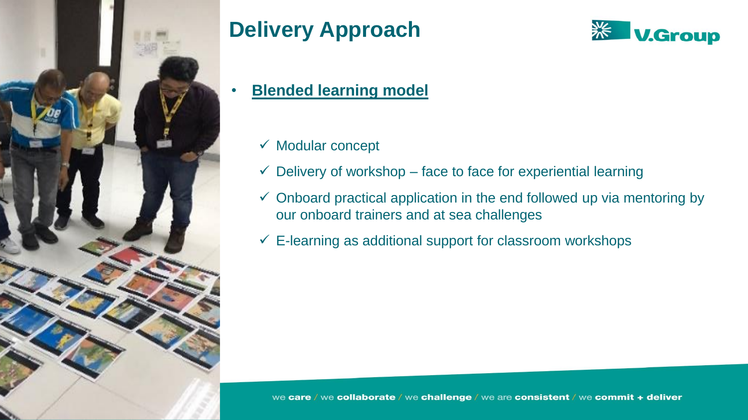# Delivery Approach

- **Blended learning model**

  - ✓ Modular concept
  - ✓ Delivery of workshop – face to face for experiential learning
  - ✓ Onboard practical application in the end followed up via mentoring by our onboard trainers and at sea challenges
  - ✓ E-learning as additional support for classroom workshops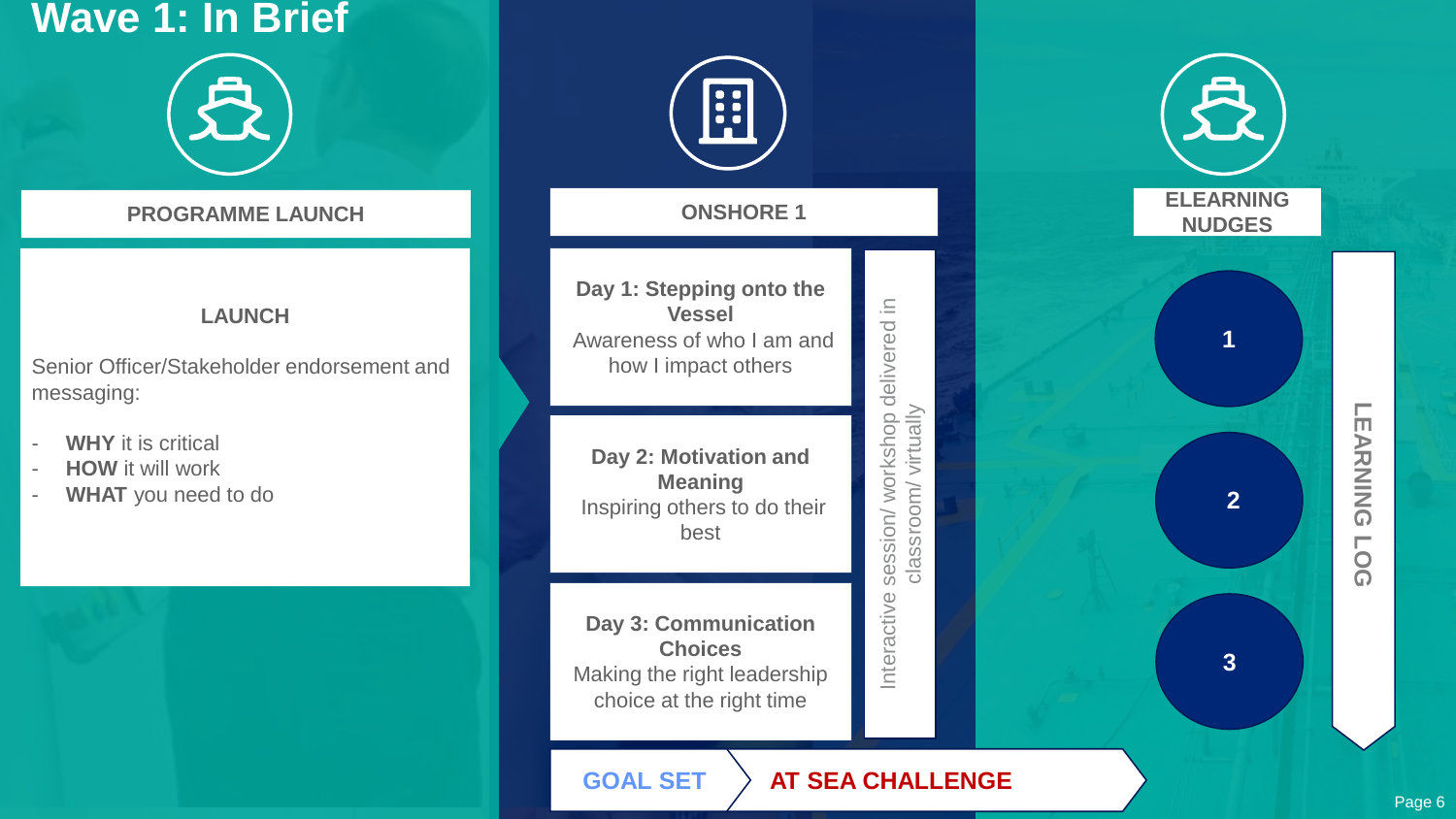# Wave 1: In Brief

## PROGRAMME LAUNCH

### LAUNCH

Senior Officer/Stakeholder endorsement and messaging:

- **WHY** it is critical
- **HOW** it will work
- **WHAT** you need to do

## ONSHORE 1

**Day 1: Stepping onto the Vessel**
Awareness of who I am and how I impact others

**Day 2: Motivation and Meaning**
Inspiring others to do their best

**Day 3: Communication Choices**
Making the right leadership choice at the right time

Interactive session/ workshop delivered in classroom/ virtually

**GOAL SET** → **AT SEA CHALLENGE**

## ELEARNING NUDGES

1

2

3

LEARNING LOG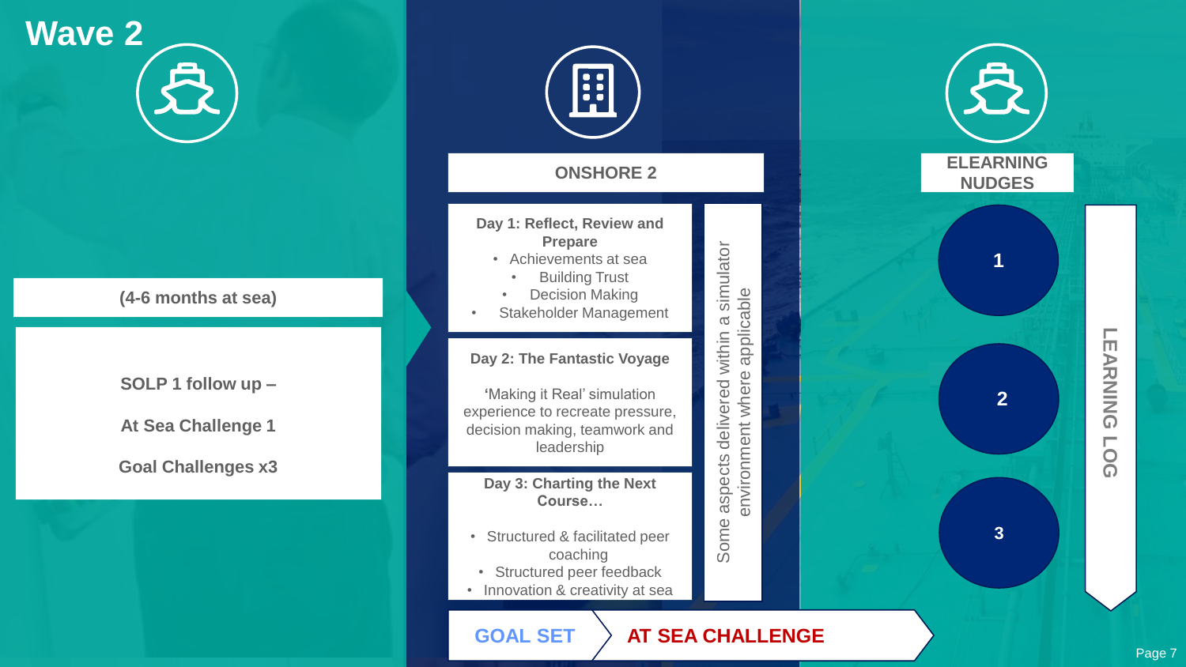# Wave 2

(4-6 months at sea)

SOLP 1 follow up –

At Sea Challenge 1

Goal Challenges x3

## ONSHORE 2

**Day 1: Reflect, Review and Prepare**

- Achievements at sea
- Building Trust
- Decision Making
- Stakeholder Management

**Day 2: The Fantastic Voyage**

'Making it Real' simulation experience to recreate pressure, decision making, teamwork and leadership

**Day 3: Charting the Next Course…**

- Structured & facilitated peer coaching
- Structured peer feedback
- Innovation & creativity at sea

Some aspects delivered within a simulator environment where applicable

**GOAL SET** → **AT SEA CHALLENGE**

## ELEARNING NUDGES

1

2

3

LEARNING LOG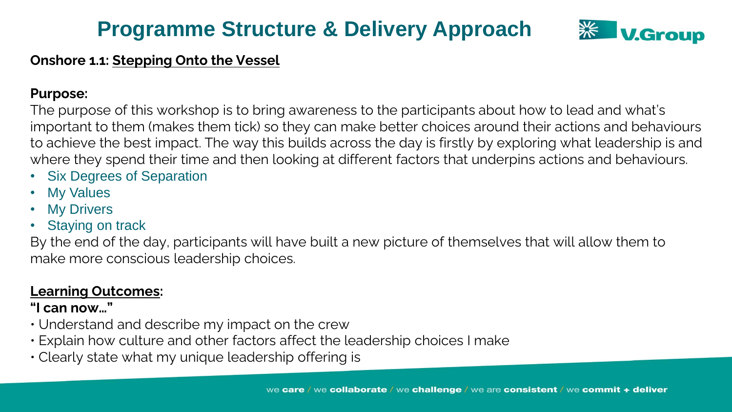# Programme Structure & Delivery Approach

**Onshore 1.1: Stepping Onto the Vessel**

**Purpose:**

The purpose of this workshop is to bring awareness to the participants about how to lead and what's important to them (makes them tick) so they can make better choices around their actions and behaviours to achieve the best impact. The way this builds across the day is firstly by exploring what leadership is and where they spend their time and then looking at different factors that underpins actions and behaviours.

- Six Degrees of Separation
- My Values
- My Drivers
- Staying on track

By the end of the day, participants will have built a new picture of themselves that will allow them to make more conscious leadership choices.

**Learning Outcomes:**

**"I can now…"**

- Understand and describe my impact on the crew
- Explain how culture and other factors affect the leadership choices I make
- Clearly state what my unique leadership offering is

we **care** / we **collaborate** / we **challenge** / we are **consistent** / we **commit + deliver**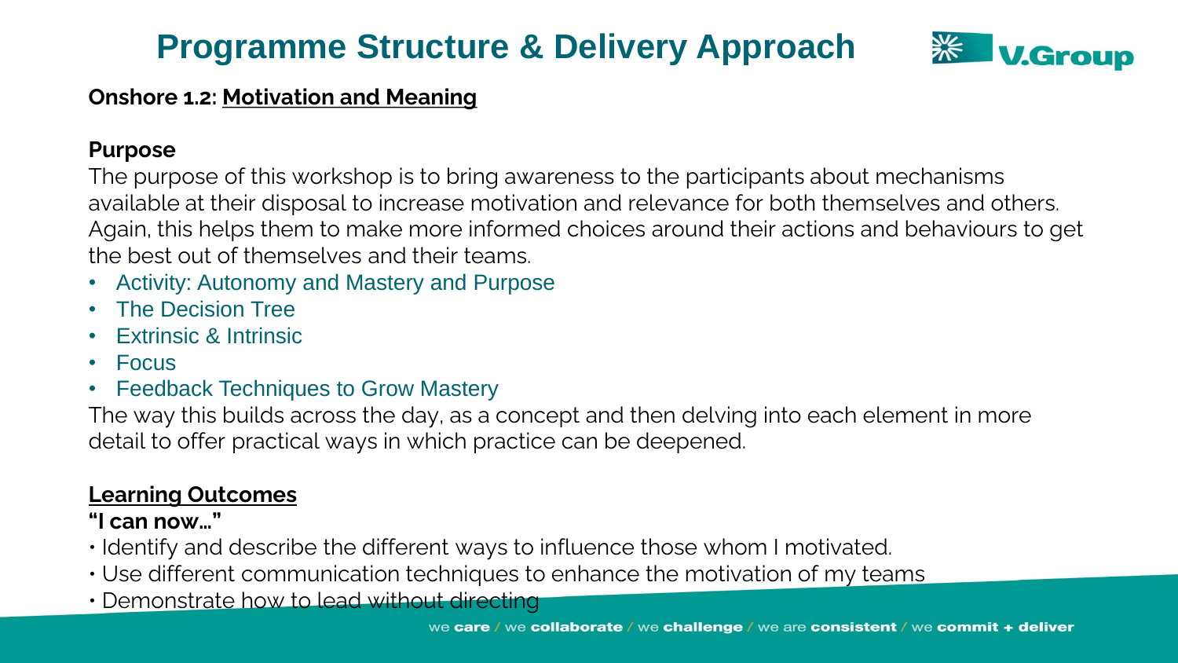# Programme Structure & Delivery Approach

**Onshore 1.2: Motivation and Meaning**

**Purpose**

The purpose of this workshop is to bring awareness to the participants about mechanisms available at their disposal to increase motivation and relevance for both themselves and others. Again, this helps them to make more informed choices around their actions and behaviours to get the best out of themselves and their teams.

- Activity: Autonomy and Mastery and Purpose
- The Decision Tree
- Extrinsic & Intrinsic
- Focus
- Feedback Techniques to Grow Mastery

The way this builds across the day, as a concept and then delving into each element in more detail to offer practical ways in which practice can be deepened.

**Learning Outcomes**

**"I can now…"**

- Identify and describe the different ways to influence those whom I motivated.
- Use different communication techniques to enhance the motivation of my teams
- Demonstrate how to lead without directing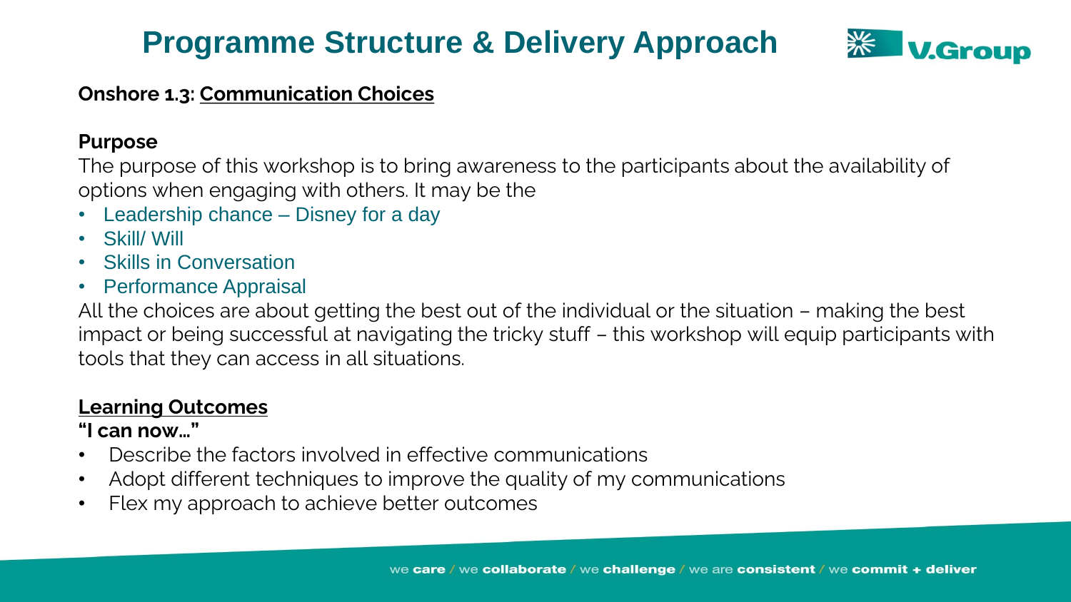# Programme Structure & Delivery Approach

**Onshore 1.3: Communication Choices**

**Purpose**

The purpose of this workshop is to bring awareness to the participants about the availability of options when engaging with others. It may be the

- Leadership chance – Disney for a day
- Skill/ Will
- Skills in Conversation
- Performance Appraisal

All the choices are about getting the best out of the individual or the situation – making the best impact or being successful at navigating the tricky stuff – this workshop will equip participants with tools that they can access in all situations.

**Learning Outcomes**

**"I can now…"**

- Describe the factors involved in effective communications
- Adopt different techniques to improve the quality of my communications
- Flex my approach to achieve better outcomes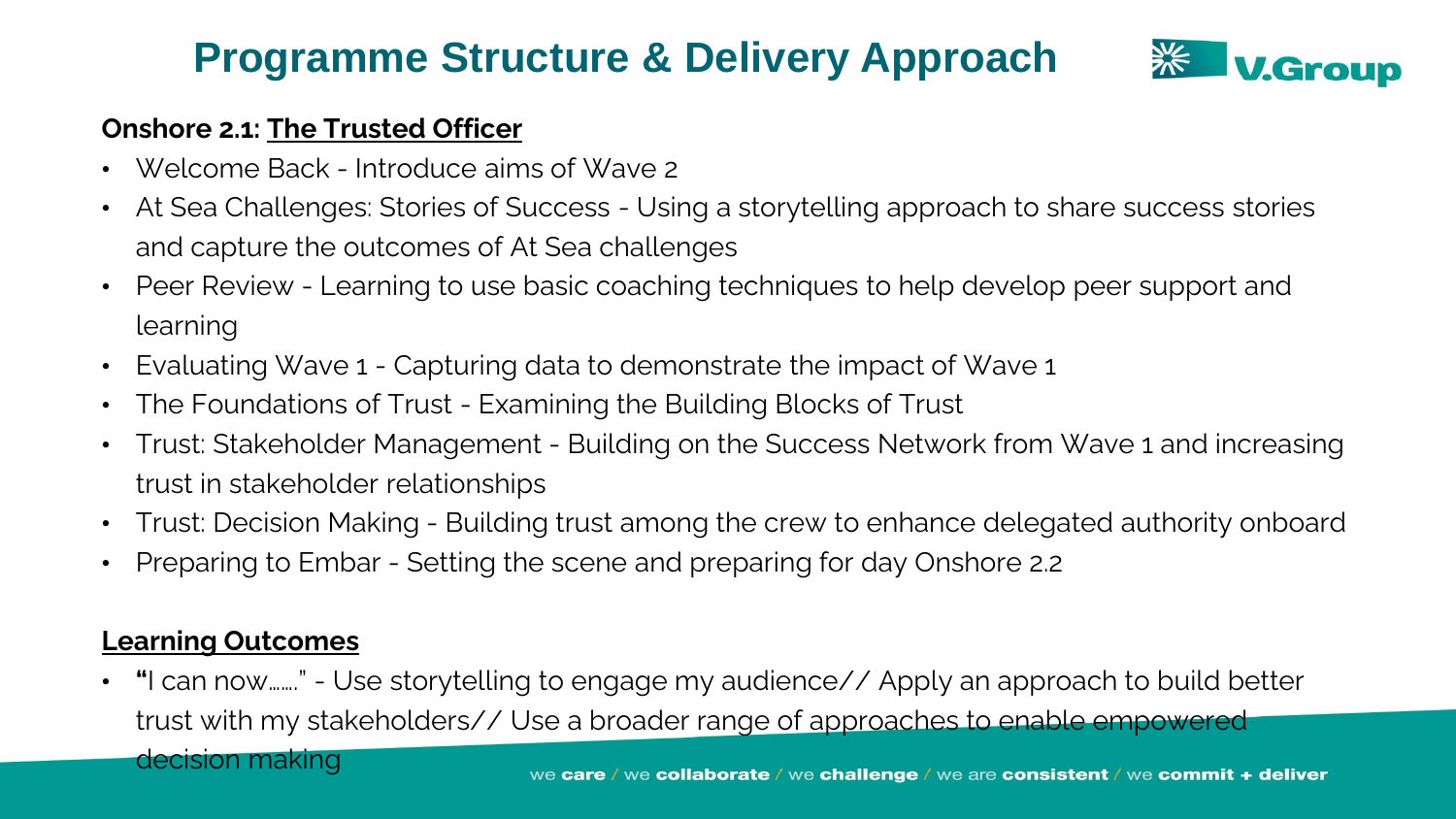# Programme Structure & Delivery Approach

**Onshore 2.1: The Trusted Officer**

- Welcome Back - Introduce aims of Wave 2
- At Sea Challenges: Stories of Success - Using a storytelling approach to share success stories and capture the outcomes of At Sea challenges
- Peer Review - Learning to use basic coaching techniques to help develop peer support and learning
- Evaluating Wave 1 - Capturing data to demonstrate the impact of Wave 1
- The Foundations of Trust - Examining the Building Blocks of Trust
- Trust: Stakeholder Management - Building on the Success Network from Wave 1 and increasing trust in stakeholder relationships
- Trust: Decision Making - Building trust among the crew to enhance delegated authority onboard
- Preparing to Embar - Setting the scene and preparing for day Onshore 2.2

**Learning Outcomes**

- **"**I can now……" - Use storytelling to engage my audience// Apply an approach to build better trust with my stakeholders// Use a broader range of approaches to enable empowered decision making

we **care** / we **collaborate** / we **challenge** / we are **consistent** / we **commit + deliver**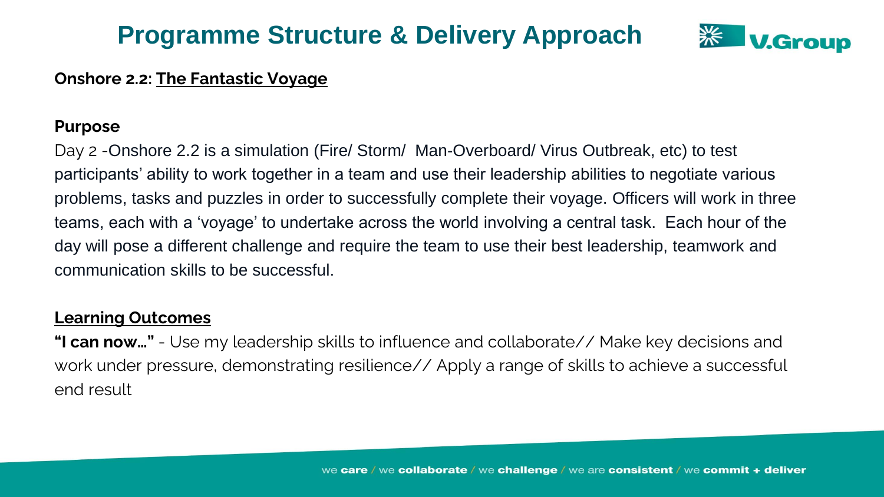# Programme Structure & Delivery Approach

**Onshore 2.2: The Fantastic Voyage**

**Purpose**

Day 2 -Onshore 2.2 is a simulation (Fire/ Storm/ Man-Overboard/ Virus Outbreak, etc) to test participants' ability to work together in a team and use their leadership abilities to negotiate various problems, tasks and puzzles in order to successfully complete their voyage. Officers will work in three teams, each with a 'voyage' to undertake across the world involving a central task. Each hour of the day will pose a different challenge and require the team to use their best leadership, teamwork and communication skills to be successful.

**Learning Outcomes**

**"I can now…"** - Use my leadership skills to influence and collaborate// Make key decisions and work under pressure, demonstrating resilience// Apply a range of skills to achieve a successful end result

we **care** / we **collaborate** / we **challenge** / we are **consistent** / we **commit + deliver**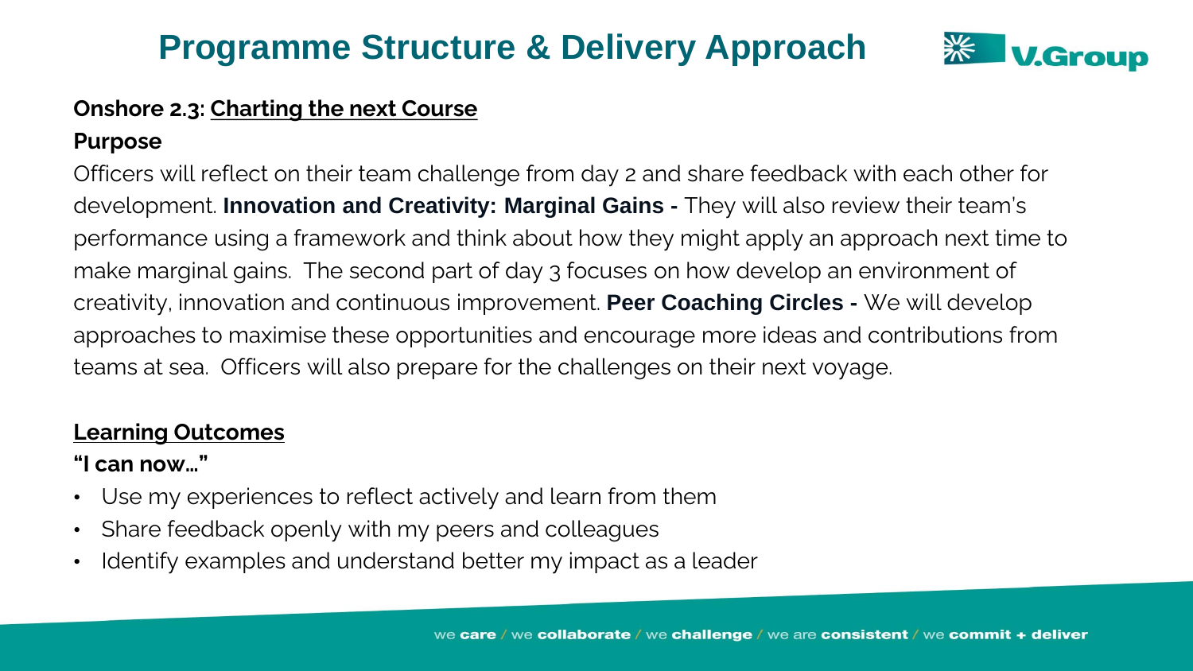# Programme Structure & Delivery Approach

**Onshore 2.3: Charting the next Course**

**Purpose**

Officers will reflect on their team challenge from day 2 and share feedback with each other for development. **Innovation and Creativity: Marginal Gains -** They will also review their team's performance using a framework and think about how they might apply an approach next time to make marginal gains. The second part of day 3 focuses on how develop an environment of creativity, innovation and continuous improvement. **Peer Coaching Circles -** We will develop approaches to maximise these opportunities and encourage more ideas and contributions from teams at sea. Officers will also prepare for the challenges on their next voyage.

**Learning Outcomes**

**"I can now…"**

- Use my experiences to reflect actively and learn from them
- Share feedback openly with my peers and colleagues
- Identify examples and understand better my impact as a leader

we **care** / we **collaborate** / we **challenge** / we are **consistent** / we **commit + deliver**